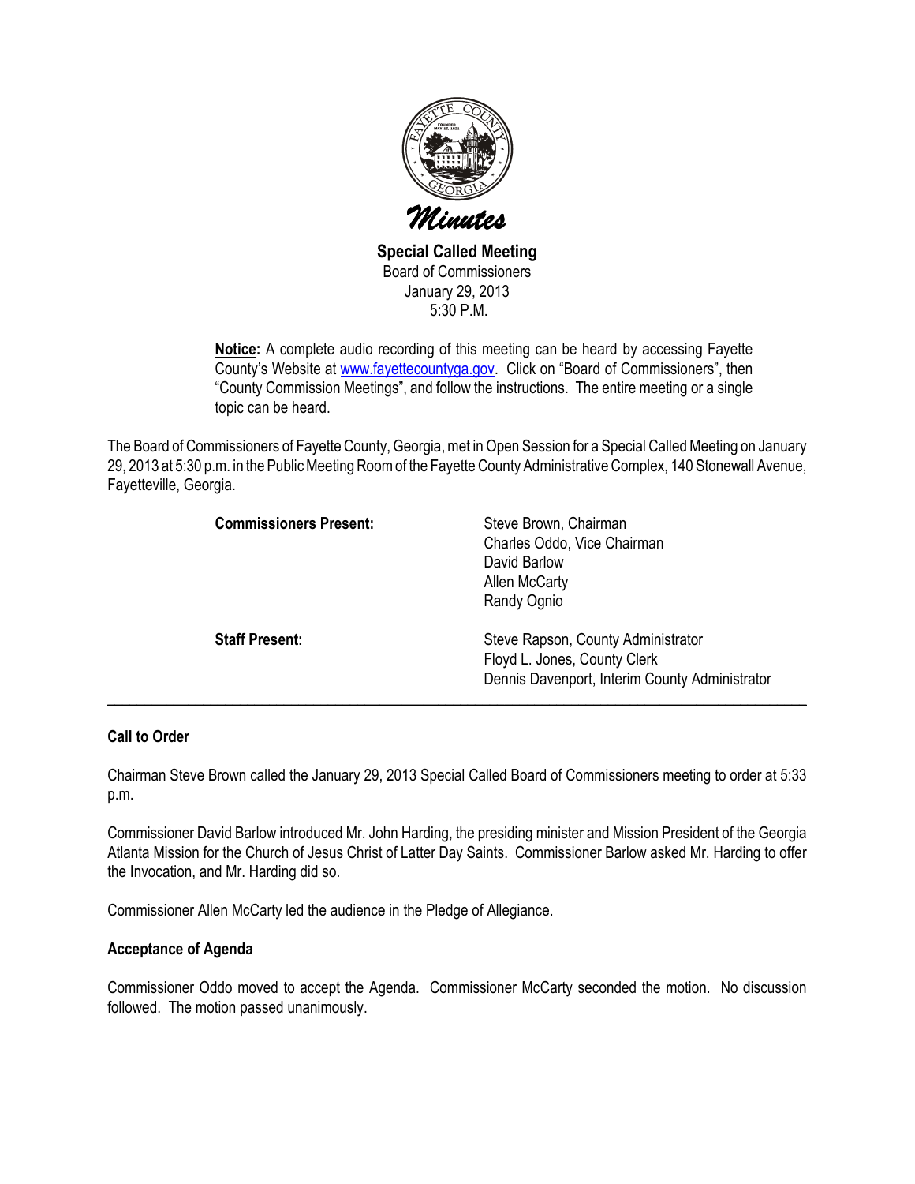# Minutes

**Special Called Meeting**
Board of Commissioners
January 29, 2013
5:30 P.M.

**Notice:** A complete audio recording of this meeting can be heard by accessing Fayette County's Website at www.fayettecountyga.gov. Click on "Board of Commissioners", then "County Commission Meetings", and follow the instructions. The entire meeting or a single topic can be heard.

The Board of Commissioners of Fayette County, Georgia, met in Open Session for a Special Called Meeting on January 29, 2013 at 5:30 p.m. in the Public Meeting Room of the Fayette County Administrative Complex, 140 Stonewall Avenue, Fayetteville, Georgia.

| | |
|---|---|
| **Commissioners Present:** | Steve Brown, Chairman<br>Charles Oddo, Vice Chairman<br>David Barlow<br>Allen McCarty<br>Randy Ognio |
| **Staff Present:** | Steve Rapson, County Administrator<br>Floyd L. Jones, County Clerk<br>Dennis Davenport, Interim County Administrator |

---

**Call to Order**

Chairman Steve Brown called the January 29, 2013 Special Called Board of Commissioners meeting to order at 5:33 p.m.

Commissioner David Barlow introduced Mr. John Harding, the presiding minister and Mission President of the Georgia Atlanta Mission for the Church of Jesus Christ of Latter Day Saints. Commissioner Barlow asked Mr. Harding to offer the Invocation, and Mr. Harding did so.

Commissioner Allen McCarty led the audience in the Pledge of Allegiance.

**Acceptance of Agenda**

Commissioner Oddo moved to accept the Agenda. Commissioner McCarty seconded the motion. No discussion followed. The motion passed unanimously.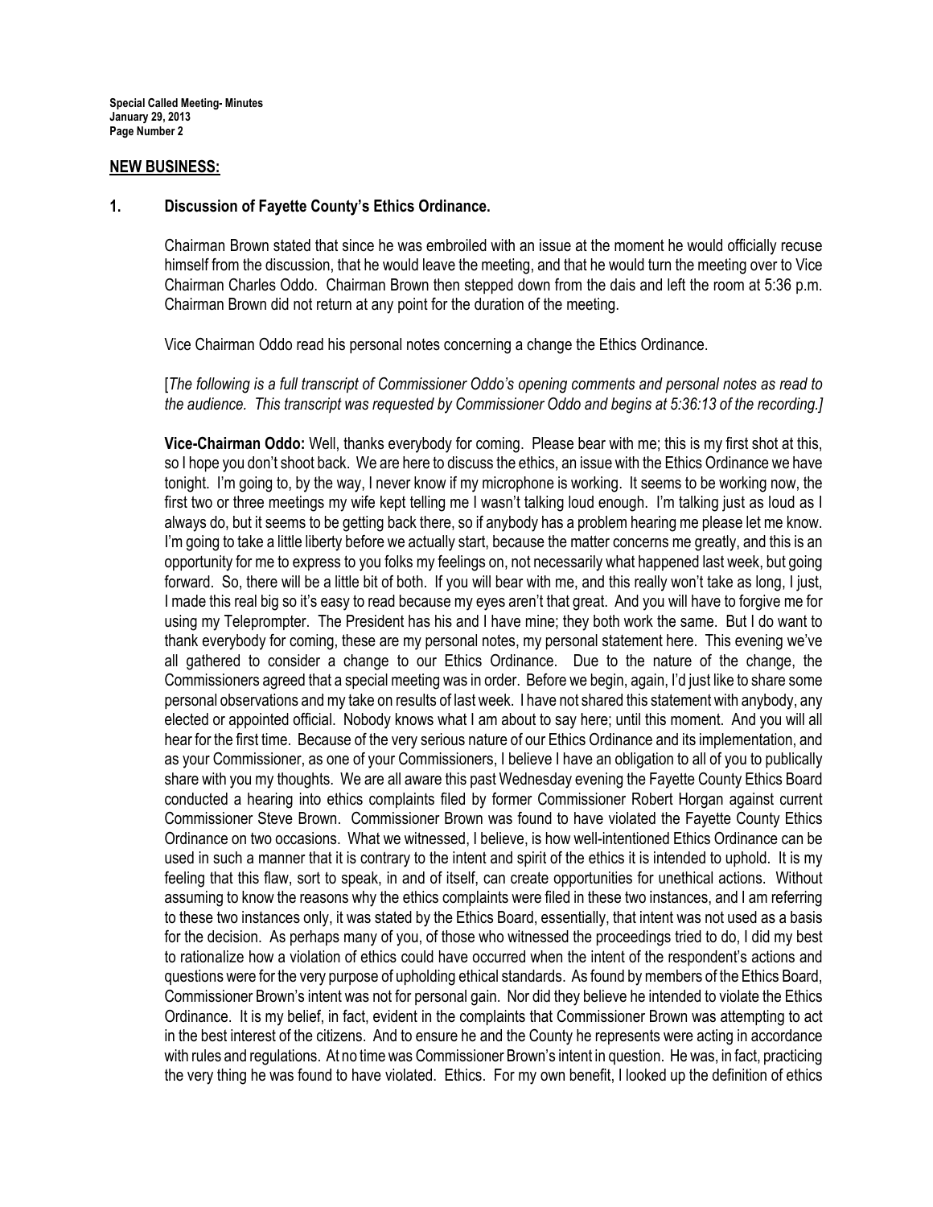## NEW BUSINESS:

### 1. Discussion of Fayette County's Ethics Ordinance.

Chairman Brown stated that since he was embroiled with an issue at the moment he would officially recuse himself from the discussion, that he would leave the meeting, and that he would turn the meeting over to Vice Chairman Charles Oddo. Chairman Brown then stepped down from the dais and left the room at 5:36 p.m. Chairman Brown did not return at any point for the duration of the meeting.

Vice Chairman Oddo read his personal notes concerning a change the Ethics Ordinance.

[*The following is a full transcript of Commissioner Oddo's opening comments and personal notes as read to the audience. This transcript was requested by Commissioner Oddo and begins at 5:36:13 of the recording.]*

**Vice-Chairman Oddo:** Well, thanks everybody for coming. Please bear with me; this is my first shot at this, so I hope you don't shoot back. We are here to discuss the ethics, an issue with the Ethics Ordinance we have tonight. I'm going to, by the way, I never know if my microphone is working. It seems to be working now, the first two or three meetings my wife kept telling me I wasn't talking loud enough. I'm talking just as loud as I always do, but it seems to be getting back there, so if anybody has a problem hearing me please let me know. I'm going to take a little liberty before we actually start, because the matter concerns me greatly, and this is an opportunity for me to express to you folks my feelings on, not necessarily what happened last week, but going forward. So, there will be a little bit of both. If you will bear with me, and this really won't take as long, I just, I made this real big so it's easy to read because my eyes aren't that great. And you will have to forgive me for using my Teleprompter. The President has his and I have mine; they both work the same. But I do want to thank everybody for coming, these are my personal notes, my personal statement here. This evening we've all gathered to consider a change to our Ethics Ordinance. Due to the nature of the change, the Commissioners agreed that a special meeting was in order. Before we begin, again, I'd just like to share some personal observations and my take on results of last week. I have not shared this statement with anybody, any elected or appointed official. Nobody knows what I am about to say here; until this moment. And you will all hear for the first time. Because of the very serious nature of our Ethics Ordinance and its implementation, and as your Commissioner, as one of your Commissioners, I believe I have an obligation to all of you to publically share with you my thoughts. We are all aware this past Wednesday evening the Fayette County Ethics Board conducted a hearing into ethics complaints filed by former Commissioner Robert Horgan against current Commissioner Steve Brown. Commissioner Brown was found to have violated the Fayette County Ethics Ordinance on two occasions. What we witnessed, I believe, is how well-intentioned Ethics Ordinance can be used in such a manner that it is contrary to the intent and spirit of the ethics it is intended to uphold. It is my feeling that this flaw, sort to speak, in and of itself, can create opportunities for unethical actions. Without assuming to know the reasons why the ethics complaints were filed in these two instances, and I am referring to these two instances only, it was stated by the Ethics Board, essentially, that intent was not used as a basis for the decision. As perhaps many of you, of those who witnessed the proceedings tried to do, I did my best to rationalize how a violation of ethics could have occurred when the intent of the respondent's actions and questions were for the very purpose of upholding ethical standards. As found by members of the Ethics Board, Commissioner Brown's intent was not for personal gain. Nor did they believe he intended to violate the Ethics Ordinance. It is my belief, in fact, evident in the complaints that Commissioner Brown was attempting to act in the best interest of the citizens. And to ensure he and the County he represents were acting in accordance with rules and regulations. At no time was Commissioner Brown's intent in question. He was, in fact, practicing the very thing he was found to have violated. Ethics. For my own benefit, I looked up the definition of ethics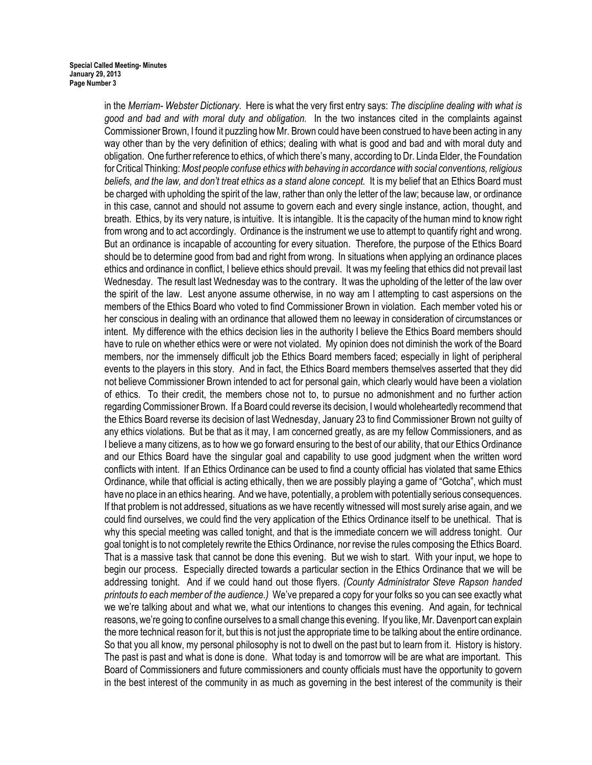in the *Merriam- Webster Dictionary*. Here is what the very first entry says: *The discipline dealing with what is good and bad and with moral duty and obligation.* In the two instances cited in the complaints against Commissioner Brown, I found it puzzling how Mr. Brown could have been construed to have been acting in any way other than by the very definition of ethics; dealing with what is good and bad and with moral duty and obligation. One further reference to ethics, of which there's many, according to Dr. Linda Elder, the Foundation for Critical Thinking: *Most people confuse ethics with behaving in accordance with social conventions, religious beliefs, and the law, and don't treat ethics as a stand alone concept.* It is my belief that an Ethics Board must be charged with upholding the spirit of the law, rather than only the letter of the law; because law, or ordinance in this case, cannot and should not assume to govern each and every single instance, action, thought, and breath. Ethics, by its very nature, is intuitive. It is intangible. It is the capacity of the human mind to know right from wrong and to act accordingly. Ordinance is the instrument we use to attempt to quantify right and wrong. But an ordinance is incapable of accounting for every situation. Therefore, the purpose of the Ethics Board should be to determine good from bad and right from wrong. In situations when applying an ordinance places ethics and ordinance in conflict, I believe ethics should prevail. It was my feeling that ethics did not prevail last Wednesday. The result last Wednesday was to the contrary. It was the upholding of the letter of the law over the spirit of the law. Lest anyone assume otherwise, in no way am I attempting to cast aspersions on the members of the Ethics Board who voted to find Commissioner Brown in violation. Each member voted his or her conscious in dealing with an ordinance that allowed them no leeway in consideration of circumstances or intent. My difference with the ethics decision lies in the authority I believe the Ethics Board members should have to rule on whether ethics were or were not violated. My opinion does not diminish the work of the Board members, nor the immensely difficult job the Ethics Board members faced; especially in light of peripheral events to the players in this story. And in fact, the Ethics Board members themselves asserted that they did not believe Commissioner Brown intended to act for personal gain, which clearly would have been a violation of ethics. To their credit, the members chose not to, to pursue no admonishment and no further action regarding Commissioner Brown. If a Board could reverse its decision, I would wholeheartedly recommend that the Ethics Board reverse its decision of last Wednesday, January 23 to find Commissioner Brown not guilty of any ethics violations. But be that as it may, I am concerned greatly, as are my fellow Commissioners, and as I believe a many citizens, as to how we go forward ensuring to the best of our ability, that our Ethics Ordinance and our Ethics Board have the singular goal and capability to use good judgment when the written word conflicts with intent. If an Ethics Ordinance can be used to find a county official has violated that same Ethics Ordinance, while that official is acting ethically, then we are possibly playing a game of "Gotcha", which must have no place in an ethics hearing. And we have, potentially, a problem with potentially serious consequences. If that problem is not addressed, situations as we have recently witnessed will most surely arise again, and we could find ourselves, we could find the very application of the Ethics Ordinance itself to be unethical. That is why this special meeting was called tonight, and that is the immediate concern we will address tonight. Our goal tonight is to not completely rewrite the Ethics Ordinance, nor revise the rules composing the Ethics Board. That is a massive task that cannot be done this evening. But we wish to start. With your input, we hope to begin our process. Especially directed towards a particular section in the Ethics Ordinance that we will be addressing tonight. And if we could hand out those flyers. *(County Administrator Steve Rapson handed printouts to each member of the audience.)* We've prepared a copy for your folks so you can see exactly what we we're talking about and what we, what our intentions to changes this evening. And again, for technical reasons, we're going to confine ourselves to a small change this evening. If you like, Mr. Davenport can explain the more technical reason for it, but this is not just the appropriate time to be talking about the entire ordinance. So that you all know, my personal philosophy is not to dwell on the past but to learn from it. History is history. The past is past and what is done is done. What today is and tomorrow will be are what are important. This Board of Commissioners and future commissioners and county officials must have the opportunity to govern in the best interest of the community in as much as governing in the best interest of the community is their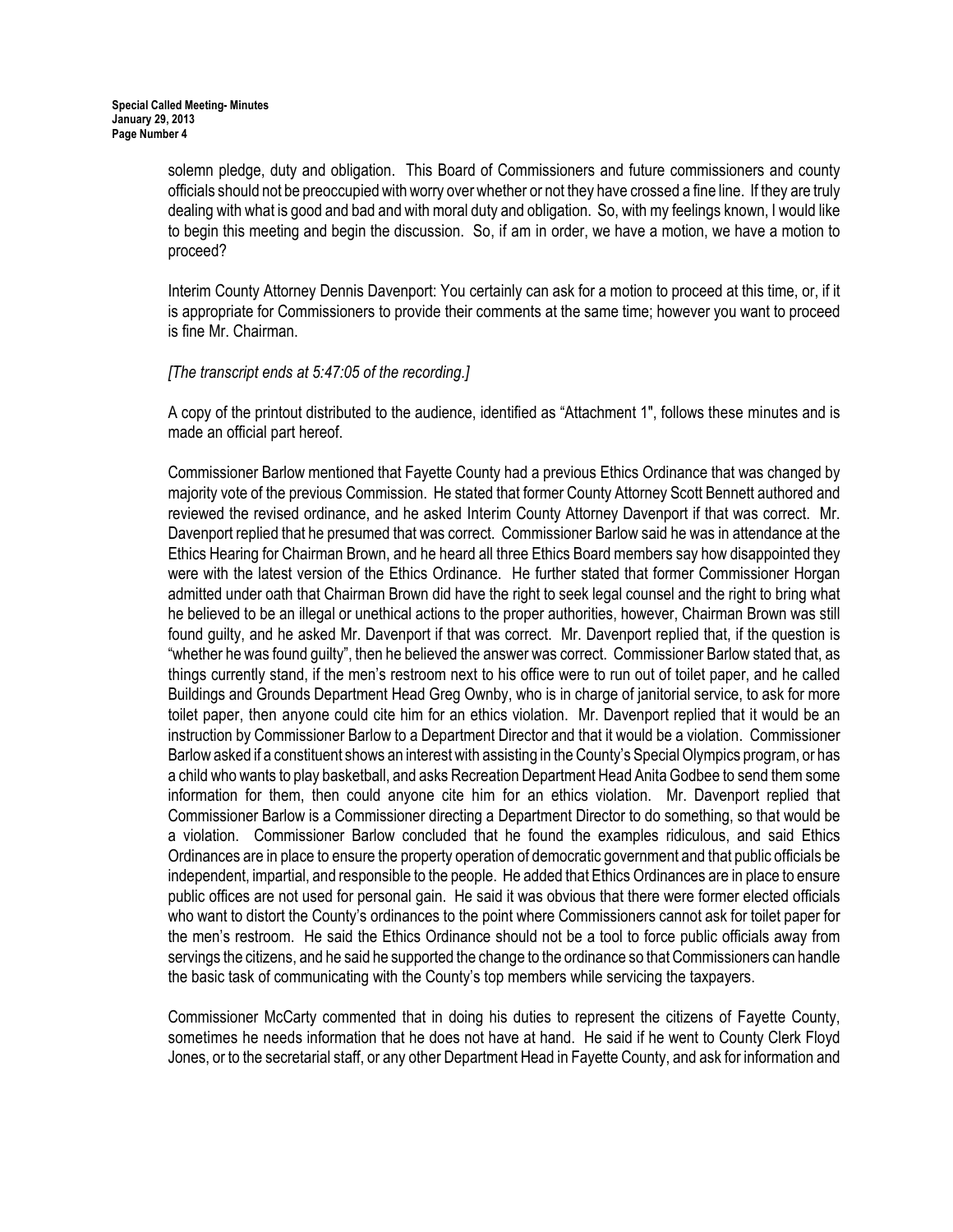solemn pledge, duty and obligation. This Board of Commissioners and future commissioners and county officials should not be preoccupied with worry over whether or not they have crossed a fine line. If they are truly dealing with what is good and bad and with moral duty and obligation. So, with my feelings known, I would like to begin this meeting and begin the discussion. So, if am in order, we have a motion, we have a motion to proceed?

Interim County Attorney Dennis Davenport: You certainly can ask for a motion to proceed at this time, or, if it is appropriate for Commissioners to provide their comments at the same time; however you want to proceed is fine Mr. Chairman.

*[The transcript ends at 5:47:05 of the recording.]*

A copy of the printout distributed to the audience, identified as "Attachment 1", follows these minutes and is made an official part hereof.

Commissioner Barlow mentioned that Fayette County had a previous Ethics Ordinance that was changed by majority vote of the previous Commission. He stated that former County Attorney Scott Bennett authored and reviewed the revised ordinance, and he asked Interim County Attorney Davenport if that was correct. Mr. Davenport replied that he presumed that was correct. Commissioner Barlow said he was in attendance at the Ethics Hearing for Chairman Brown, and he heard all three Ethics Board members say how disappointed they were with the latest version of the Ethics Ordinance. He further stated that former Commissioner Horgan admitted under oath that Chairman Brown did have the right to seek legal counsel and the right to bring what he believed to be an illegal or unethical actions to the proper authorities, however, Chairman Brown was still found guilty, and he asked Mr. Davenport if that was correct. Mr. Davenport replied that, if the question is "whether he was found guilty", then he believed the answer was correct. Commissioner Barlow stated that, as things currently stand, if the men's restroom next to his office were to run out of toilet paper, and he called Buildings and Grounds Department Head Greg Ownby, who is in charge of janitorial service, to ask for more toilet paper, then anyone could cite him for an ethics violation. Mr. Davenport replied that it would be an instruction by Commissioner Barlow to a Department Director and that it would be a violation. Commissioner Barlow asked if a constituent shows an interest with assisting in the County's Special Olympics program, or has a child who wants to play basketball, and asks Recreation Department Head Anita Godbee to send them some information for them, then could anyone cite him for an ethics violation. Mr. Davenport replied that Commissioner Barlow is a Commissioner directing a Department Director to do something, so that would be a violation. Commissioner Barlow concluded that he found the examples ridiculous, and said Ethics Ordinances are in place to ensure the property operation of democratic government and that public officials be independent, impartial, and responsible to the people. He added that Ethics Ordinances are in place to ensure public offices are not used for personal gain. He said it was obvious that there were former elected officials who want to distort the County's ordinances to the point where Commissioners cannot ask for toilet paper for the men's restroom. He said the Ethics Ordinance should not be a tool to force public officials away from servings the citizens, and he said he supported the change to the ordinance so that Commissioners can handle the basic task of communicating with the County's top members while servicing the taxpayers.

Commissioner McCarty commented that in doing his duties to represent the citizens of Fayette County, sometimes he needs information that he does not have at hand. He said if he went to County Clerk Floyd Jones, or to the secretarial staff, or any other Department Head in Fayette County, and ask for information and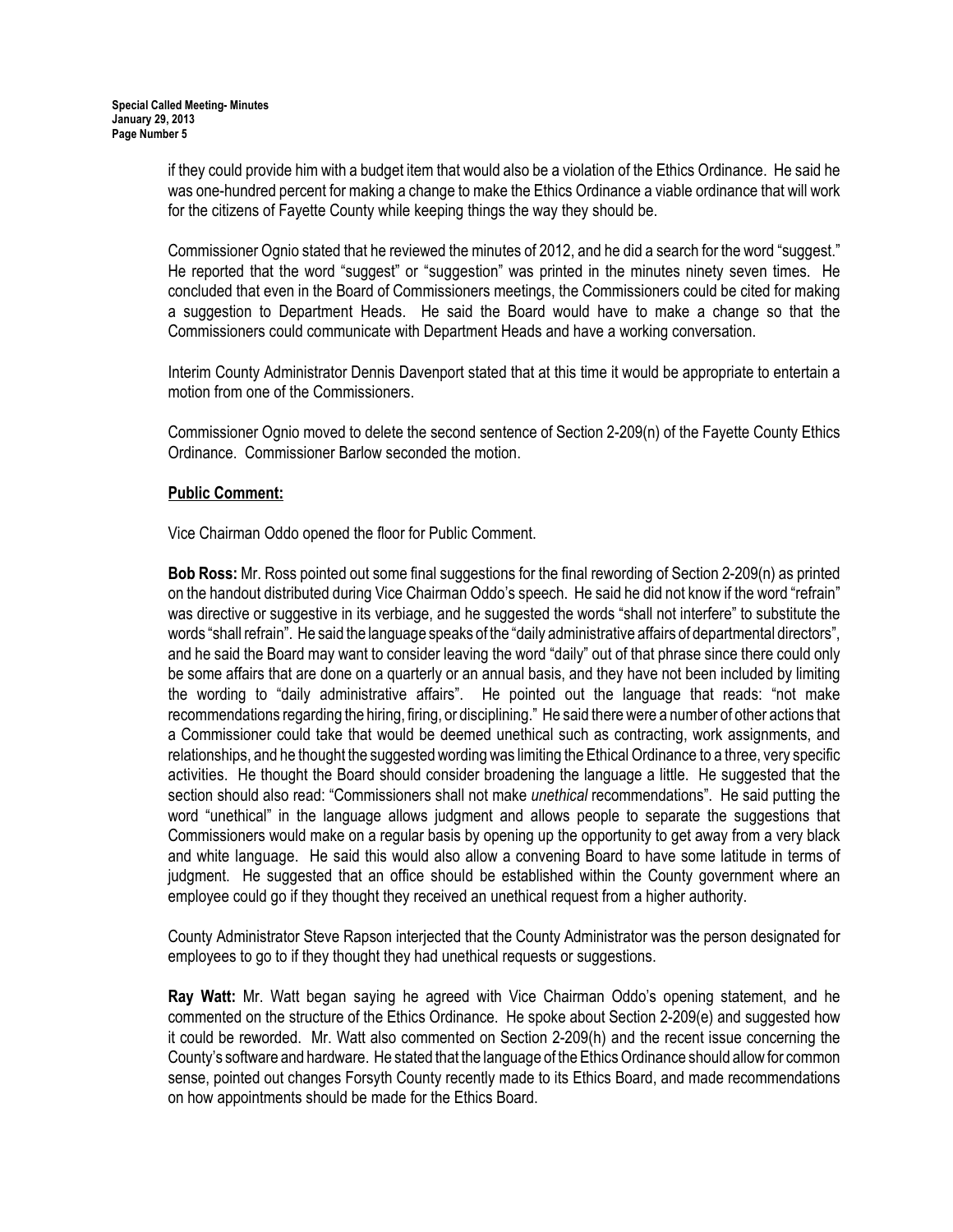if they could provide him with a budget item that would also be a violation of the Ethics Ordinance. He said he was one-hundred percent for making a change to make the Ethics Ordinance a viable ordinance that will work for the citizens of Fayette County while keeping things the way they should be.

Commissioner Ognio stated that he reviewed the minutes of 2012, and he did a search for the word "suggest." He reported that the word "suggest" or "suggestion" was printed in the minutes ninety seven times. He concluded that even in the Board of Commissioners meetings, the Commissioners could be cited for making a suggestion to Department Heads. He said the Board would have to make a change so that the Commissioners could communicate with Department Heads and have a working conversation.

Interim County Administrator Dennis Davenport stated that at this time it would be appropriate to entertain a motion from one of the Commissioners.

Commissioner Ognio moved to delete the second sentence of Section 2-209(n) of the Fayette County Ethics Ordinance. Commissioner Barlow seconded the motion.

**Public Comment:**

Vice Chairman Oddo opened the floor for Public Comment.

**Bob Ross:** Mr. Ross pointed out some final suggestions for the final rewording of Section 2-209(n) as printed on the handout distributed during Vice Chairman Oddo's speech. He said he did not know if the word "refrain" was directive or suggestive in its verbiage, and he suggested the words "shall not interfere" to substitute the words "shall refrain". He said the language speaks of the "daily administrative affairs of departmental directors", and he said the Board may want to consider leaving the word "daily" out of that phrase since there could only be some affairs that are done on a quarterly or an annual basis, and they have not been included by limiting the wording to "daily administrative affairs". He pointed out the language that reads: "not make recommendations regarding the hiring, firing, or disciplining." He said there were a number of other actions that a Commissioner could take that would be deemed unethical such as contracting, work assignments, and relationships, and he thought the suggested wording was limiting the Ethical Ordinance to a three, very specific activities. He thought the Board should consider broadening the language a little. He suggested that the section should also read: "Commissioners shall not make *unethical* recommendations". He said putting the word "unethical" in the language allows judgment and allows people to separate the suggestions that Commissioners would make on a regular basis by opening up the opportunity to get away from a very black and white language. He said this would also allow a convening Board to have some latitude in terms of judgment. He suggested that an office should be established within the County government where an employee could go if they thought they received an unethical request from a higher authority.

County Administrator Steve Rapson interjected that the County Administrator was the person designated for employees to go to if they thought they had unethical requests or suggestions.

**Ray Watt:** Mr. Watt began saying he agreed with Vice Chairman Oddo's opening statement, and he commented on the structure of the Ethics Ordinance. He spoke about Section 2-209(e) and suggested how it could be reworded. Mr. Watt also commented on Section 2-209(h) and the recent issue concerning the County's software and hardware. He stated that the language of the Ethics Ordinance should allow for common sense, pointed out changes Forsyth County recently made to its Ethics Board, and made recommendations on how appointments should be made for the Ethics Board.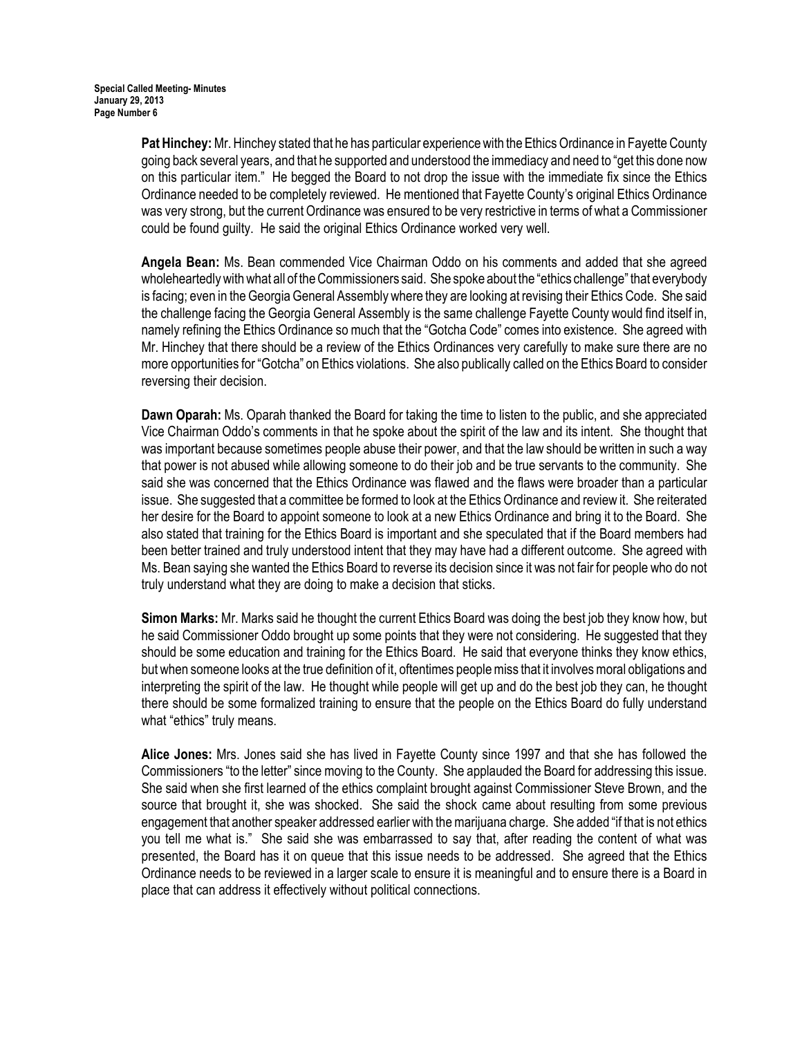**Pat Hinchey:** Mr. Hinchey stated that he has particular experience with the Ethics Ordinance in Fayette County going back several years, and that he supported and understood the immediacy and need to "get this done now on this particular item." He begged the Board to not drop the issue with the immediate fix since the Ethics Ordinance needed to be completely reviewed. He mentioned that Fayette County's original Ethics Ordinance was very strong, but the current Ordinance was ensured to be very restrictive in terms of what a Commissioner could be found guilty. He said the original Ethics Ordinance worked very well.

**Angela Bean:** Ms. Bean commended Vice Chairman Oddo on his comments and added that she agreed wholeheartedly with what all of the Commissioners said. She spoke about the "ethics challenge" that everybody is facing; even in the Georgia General Assembly where they are looking at revising their Ethics Code. She said the challenge facing the Georgia General Assembly is the same challenge Fayette County would find itself in, namely refining the Ethics Ordinance so much that the "Gotcha Code" comes into existence. She agreed with Mr. Hinchey that there should be a review of the Ethics Ordinances very carefully to make sure there are no more opportunities for "Gotcha" on Ethics violations. She also publically called on the Ethics Board to consider reversing their decision.

**Dawn Oparah:** Ms. Oparah thanked the Board for taking the time to listen to the public, and she appreciated Vice Chairman Oddo's comments in that he spoke about the spirit of the law and its intent. She thought that was important because sometimes people abuse their power, and that the law should be written in such a way that power is not abused while allowing someone to do their job and be true servants to the community. She said she was concerned that the Ethics Ordinance was flawed and the flaws were broader than a particular issue. She suggested that a committee be formed to look at the Ethics Ordinance and review it. She reiterated her desire for the Board to appoint someone to look at a new Ethics Ordinance and bring it to the Board. She also stated that training for the Ethics Board is important and she speculated that if the Board members had been better trained and truly understood intent that they may have had a different outcome. She agreed with Ms. Bean saying she wanted the Ethics Board to reverse its decision since it was not fair for people who do not truly understand what they are doing to make a decision that sticks.

**Simon Marks:** Mr. Marks said he thought the current Ethics Board was doing the best job they know how, but he said Commissioner Oddo brought up some points that they were not considering. He suggested that they should be some education and training for the Ethics Board. He said that everyone thinks they know ethics, but when someone looks at the true definition of it, oftentimes people miss that it involves moral obligations and interpreting the spirit of the law. He thought while people will get up and do the best job they can, he thought there should be some formalized training to ensure that the people on the Ethics Board do fully understand what "ethics" truly means.

**Alice Jones:** Mrs. Jones said she has lived in Fayette County since 1997 and that she has followed the Commissioners "to the letter" since moving to the County. She applauded the Board for addressing this issue. She said when she first learned of the ethics complaint brought against Commissioner Steve Brown, and the source that brought it, she was shocked. She said the shock came about resulting from some previous engagement that another speaker addressed earlier with the marijuana charge. She added "if that is not ethics you tell me what is." She said she was embarrassed to say that, after reading the content of what was presented, the Board has it on queue that this issue needs to be addressed. She agreed that the Ethics Ordinance needs to be reviewed in a larger scale to ensure it is meaningful and to ensure there is a Board in place that can address it effectively without political connections.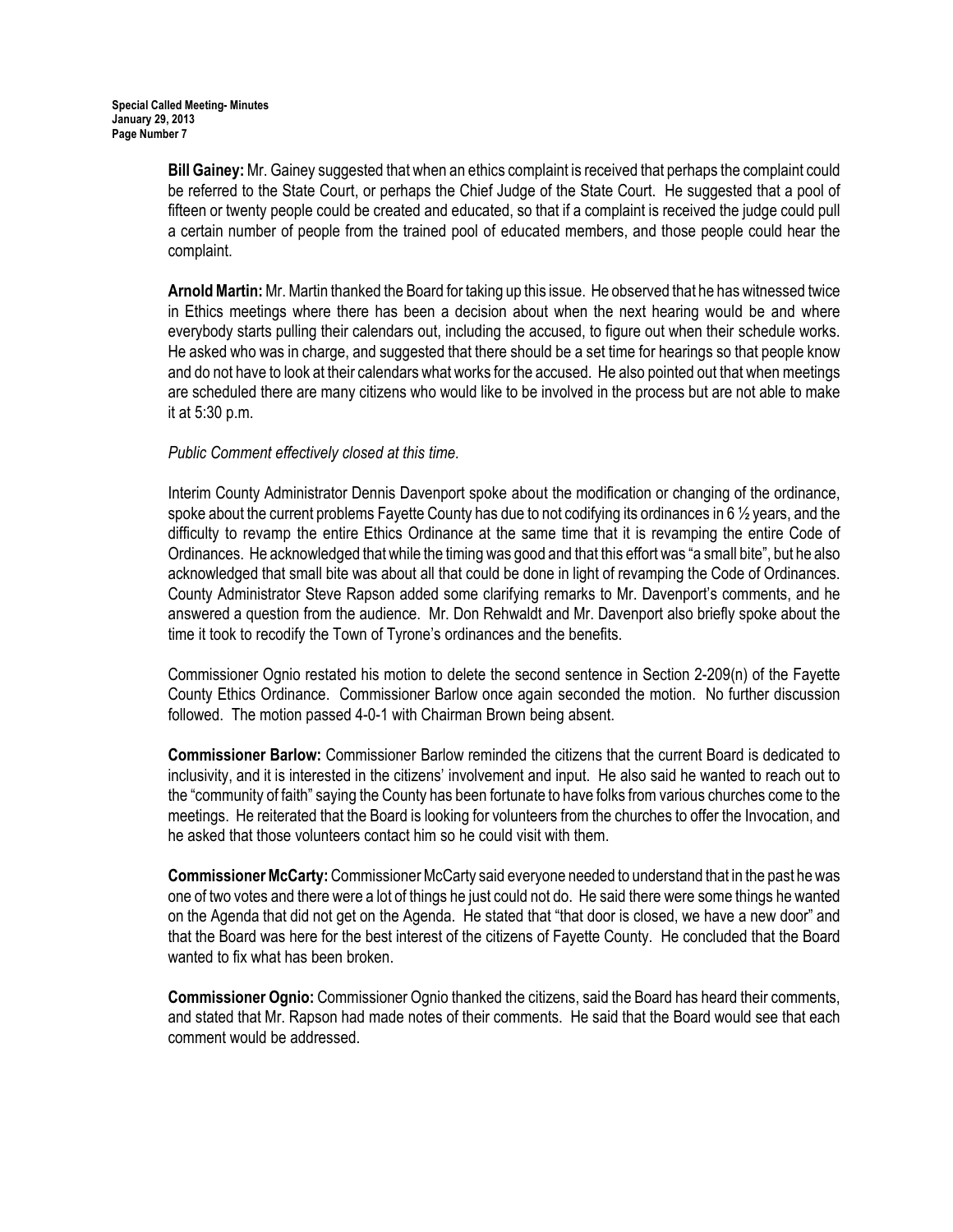**Bill Gainey:** Mr. Gainey suggested that when an ethics complaint is received that perhaps the complaint could be referred to the State Court, or perhaps the Chief Judge of the State Court. He suggested that a pool of fifteen or twenty people could be created and educated, so that if a complaint is received the judge could pull a certain number of people from the trained pool of educated members, and those people could hear the complaint.

**Arnold Martin:** Mr. Martin thanked the Board for taking up this issue. He observed that he has witnessed twice in Ethics meetings where there has been a decision about when the next hearing would be and where everybody starts pulling their calendars out, including the accused, to figure out when their schedule works. He asked who was in charge, and suggested that there should be a set time for hearings so that people know and do not have to look at their calendars what works for the accused. He also pointed out that when meetings are scheduled there are many citizens who would like to be involved in the process but are not able to make it at 5:30 p.m.

*Public Comment effectively closed at this time.*

Interim County Administrator Dennis Davenport spoke about the modification or changing of the ordinance, spoke about the current problems Fayette County has due to not codifying its ordinances in 6 ½ years, and the difficulty to revamp the entire Ethics Ordinance at the same time that it is revamping the entire Code of Ordinances. He acknowledged that while the timing was good and that this effort was "a small bite", but he also acknowledged that small bite was about all that could be done in light of revamping the Code of Ordinances. County Administrator Steve Rapson added some clarifying remarks to Mr. Davenport's comments, and he answered a question from the audience. Mr. Don Rehwaldt and Mr. Davenport also briefly spoke about the time it took to recodify the Town of Tyrone's ordinances and the benefits.

Commissioner Ognio restated his motion to delete the second sentence in Section 2-209(n) of the Fayette County Ethics Ordinance. Commissioner Barlow once again seconded the motion. No further discussion followed. The motion passed 4-0-1 with Chairman Brown being absent.

**Commissioner Barlow:** Commissioner Barlow reminded the citizens that the current Board is dedicated to inclusivity, and it is interested in the citizens' involvement and input. He also said he wanted to reach out to the "community of faith" saying the County has been fortunate to have folks from various churches come to the meetings. He reiterated that the Board is looking for volunteers from the churches to offer the Invocation, and he asked that those volunteers contact him so he could visit with them.

**Commissioner McCarty:** Commissioner McCarty said everyone needed to understand that in the past he was one of two votes and there were a lot of things he just could not do. He said there were some things he wanted on the Agenda that did not get on the Agenda. He stated that "that door is closed, we have a new door" and that the Board was here for the best interest of the citizens of Fayette County. He concluded that the Board wanted to fix what has been broken.

**Commissioner Ognio:** Commissioner Ognio thanked the citizens, said the Board has heard their comments, and stated that Mr. Rapson had made notes of their comments. He said that the Board would see that each comment would be addressed.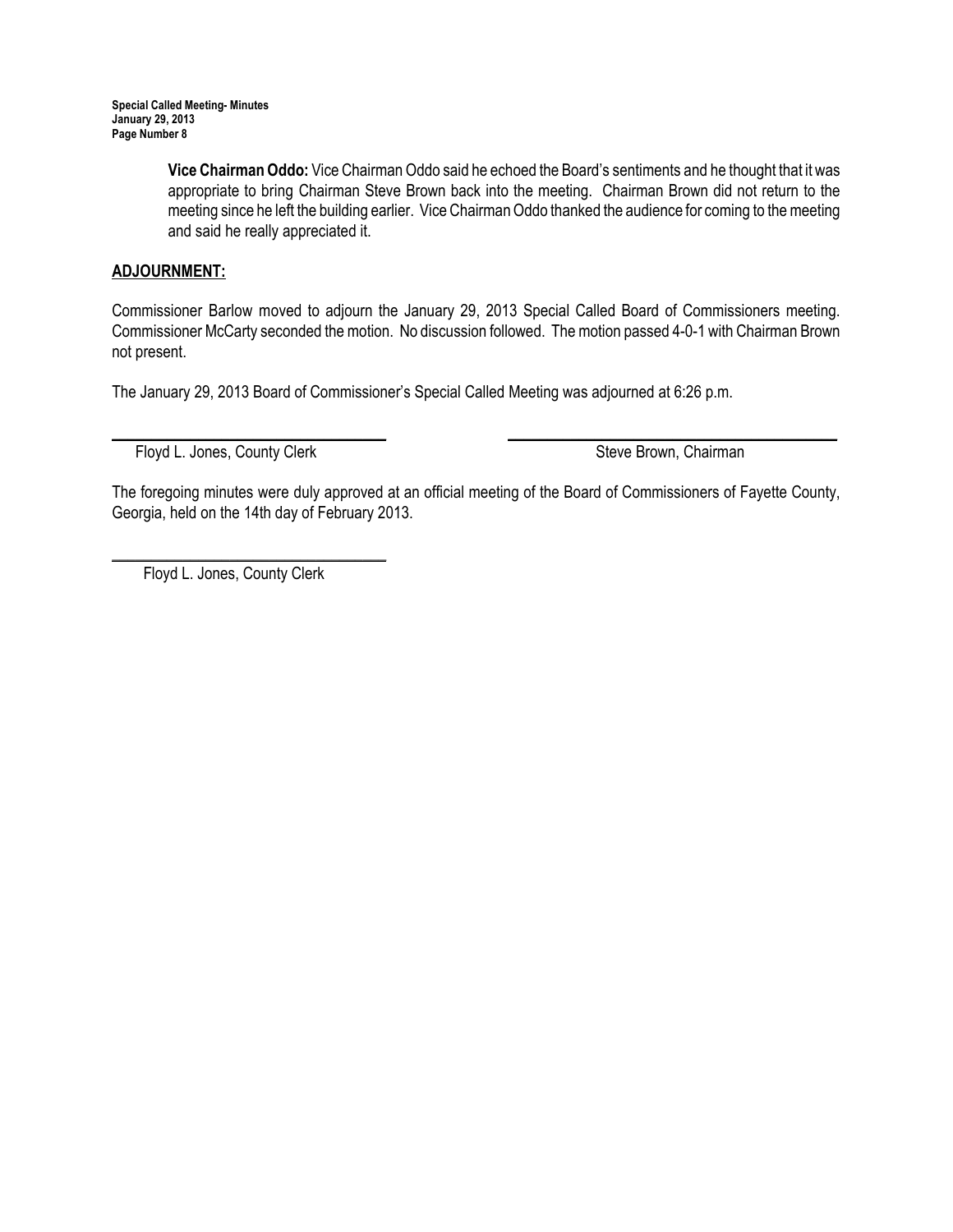**Vice Chairman Oddo:** Vice Chairman Oddo said he echoed the Board's sentiments and he thought that it was appropriate to bring Chairman Steve Brown back into the meeting. Chairman Brown did not return to the meeting since he left the building earlier. Vice Chairman Oddo thanked the audience for coming to the meeting and said he really appreciated it.

**ADJOURNMENT:**

Commissioner Barlow moved to adjourn the January 29, 2013 Special Called Board of Commissioners meeting. Commissioner McCarty seconded the motion. No discussion followed. The motion passed 4-0-1 with Chairman Brown not present.

The January 29, 2013 Board of Commissioner's Special Called Meeting was adjourned at 6:26 p.m.

\_\_\_\_\_\_\_\_\_\_\_\_\_\_\_\_\_\_\_\_\_\_\_\_\_\_\_\_\_\_\_\_\_\_
Floyd L. Jones, County Clerk

\_\_\_\_\_\_\_\_\_\_\_\_\_\_\_\_\_\_\_\_\_\_\_\_\_\_\_\_\_\_\_\_\_\_
Steve Brown, Chairman

The foregoing minutes were duly approved at an official meeting of the Board of Commissioners of Fayette County, Georgia, held on the 14th day of February 2013.

\_\_\_\_\_\_\_\_\_\_\_\_\_\_\_\_\_\_\_\_\_\_\_\_\_\_\_\_\_\_\_\_\_\_
Floyd L. Jones, County Clerk